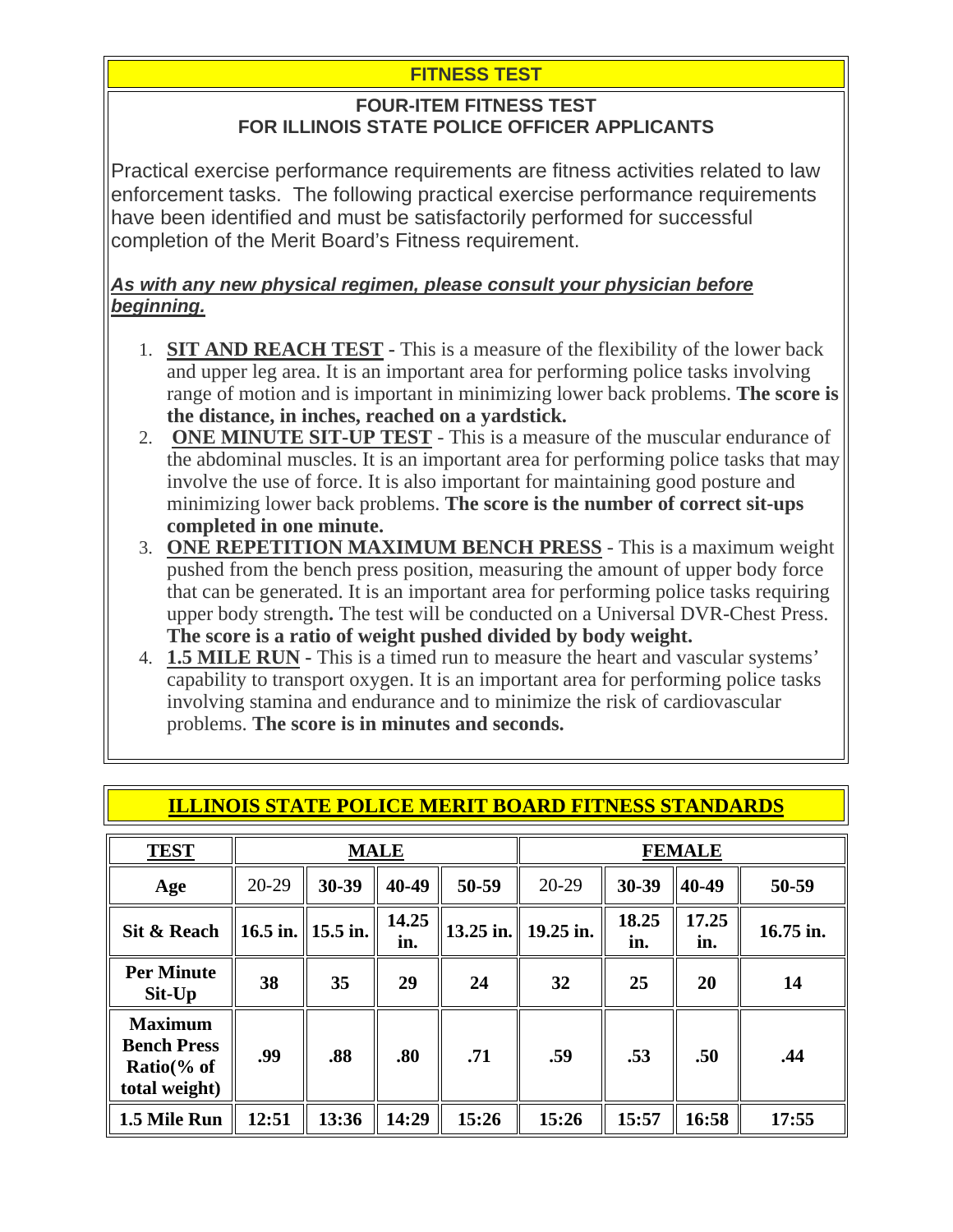# FITNESS TEST

## FOUR-ITEM FITNESS TEST FOR ILLINOIS STATE POLICE OFFICER APPLICANTS

Practical exercise performance requirements are fitness activities related to law enforcement tasks. The following practical exercise performance requirements have been identified and must be satisfactorily performed for successful completion of the Merit Board's Fitness requirement.

***As with any new physical regimen, please consult your physician before beginning.***

1. **SIT AND REACH TEST** - This is a measure of the flexibility of the lower back and upper leg area. It is an important area for performing police tasks involving range of motion and is important in minimizing lower back problems. **The score is the distance, in inches, reached on a yardstick.**
2. **ONE MINUTE SIT-UP TEST** - This is a measure of the muscular endurance of the abdominal muscles. It is an important area for performing police tasks that may involve the use of force. It is also important for maintaining good posture and minimizing lower back problems. **The score is the number of correct sit-ups completed in one minute.**
3. **ONE REPETITION MAXIMUM BENCH PRESS** - This is a maximum weight pushed from the bench press position, measuring the amount of upper body force that can be generated. It is an important area for performing police tasks requiring upper body strength. The test will be conducted on a Universal DVR-Chest Press. **The score is a ratio of weight pushed divided by body weight.**
4. **1.5 MILE RUN** - This is a timed run to measure the heart and vascular systems' capability to transport oxygen. It is an important area for performing police tasks involving stamina and endurance and to minimize the risk of cardiovascular problems. **The score is in minutes and seconds.**

## ILLINOIS STATE POLICE MERIT BOARD FITNESS STANDARDS

| TEST | MALE | | | | FEMALE | | | |
|---|---|---|---|---|---|---|---|---|
| **Age** | 20-29 | 30-39 | 40-49 | 50-59 | 20-29 | 30-39 | 40-49 | 50-59 |
| **Sit & Reach** | 16.5 in. | 15.5 in. | 14.25 in. | 13.25 in. | 19.25 in. | 18.25 in. | 17.25 in. | 16.75 in. |
| **Per Minute Sit-Up** | 38 | 35 | 29 | 24 | 32 | 25 | 20 | 14 |
| **Maximum Bench Press Ratio(% of total weight)** | .99 | .88 | .80 | .71 | .59 | .53 | .50 | .44 |
| **1.5 Mile Run** | 12:51 | 13:36 | 14:29 | 15:26 | 15:26 | 15:57 | 16:58 | 17:55 |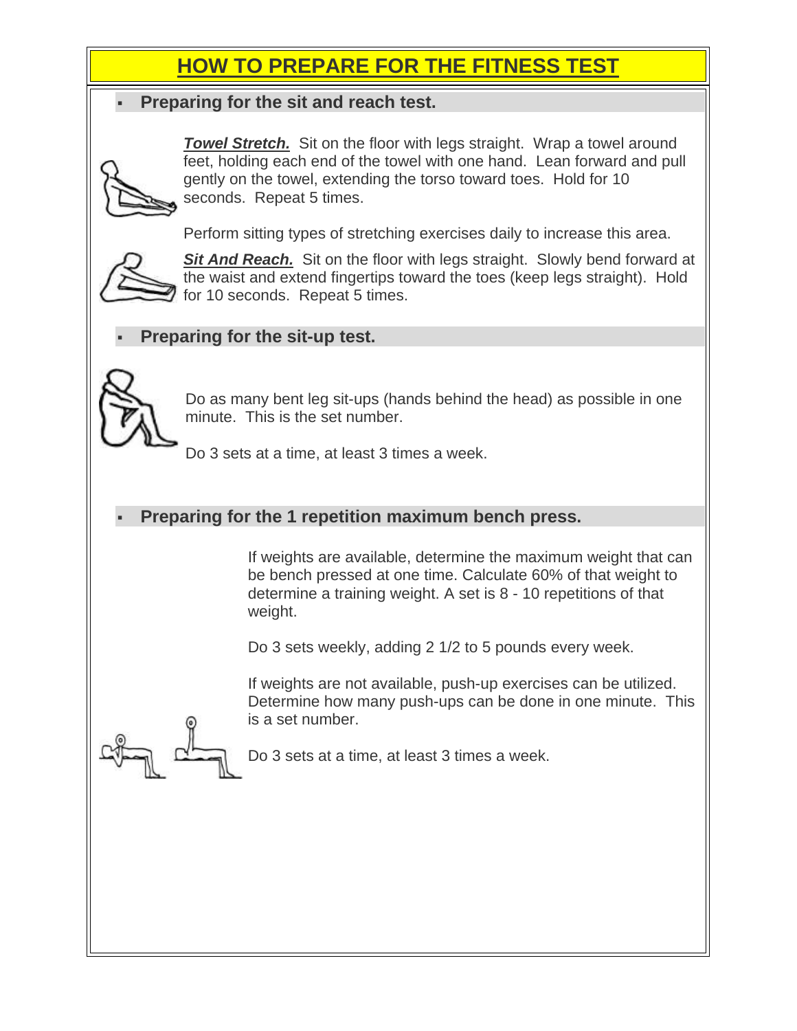# HOW TO PREPARE FOR THE FITNESS TEST

## Preparing for the sit and reach test.

***Towel Stretch.*** Sit on the floor with legs straight. Wrap a towel around feet, holding each end of the towel with one hand. Lean forward and pull gently on the towel, extending the torso toward toes. Hold for 10 seconds. Repeat 5 times.

Perform sitting types of stretching exercises daily to increase this area.

***Sit And Reach.*** Sit on the floor with legs straight. Slowly bend forward at the waist and extend fingertips toward the toes (keep legs straight). Hold for 10 seconds. Repeat 5 times.

## Preparing for the sit-up test.

Do as many bent leg sit-ups (hands behind the head) as possible in one minute. This is the set number.

Do 3 sets at a time, at least 3 times a week.

## Preparing for the 1 repetition maximum bench press.

If weights are available, determine the maximum weight that can be bench pressed at one time. Calculate 60% of that weight to determine a training weight. A set is 8 - 10 repetitions of that weight.

Do 3 sets weekly, adding 2 1/2 to 5 pounds every week.

If weights are not available, push-up exercises can be utilized. Determine how many push-ups can be done in one minute. This is a set number.

Do 3 sets at a time, at least 3 times a week.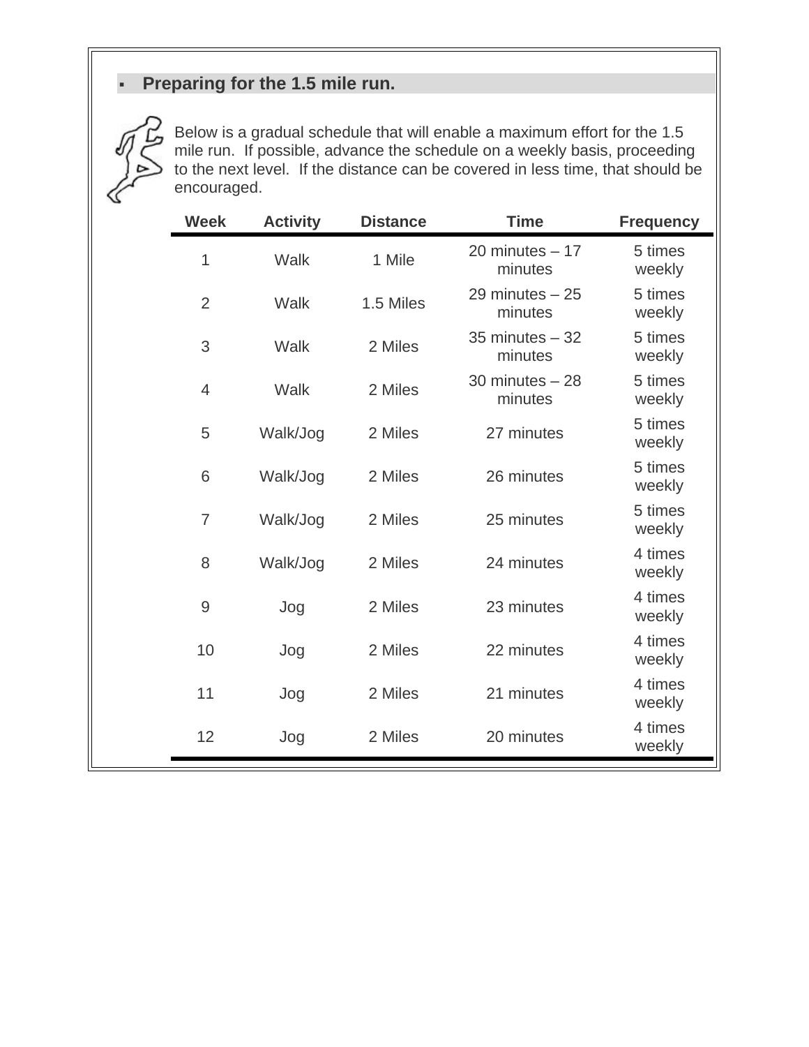- **Preparing for the 1.5 mile run.**

Below is a gradual schedule that will enable a maximum effort for the 1.5 mile run. If possible, advance the schedule on a weekly basis, proceeding to the next level. If the distance can be covered in less time, that should be encouraged.

| Week | Activity | Distance | Time | Frequency |
|---|---|---|---|---|
| 1 | Walk | 1 Mile | 20 minutes – 17 minutes | 5 times weekly |
| 2 | Walk | 1.5 Miles | 29 minutes – 25 minutes | 5 times weekly |
| 3 | Walk | 2 Miles | 35 minutes – 32 minutes | 5 times weekly |
| 4 | Walk | 2 Miles | 30 minutes – 28 minutes | 5 times weekly |
| 5 | Walk/Jog | 2 Miles | 27 minutes | 5 times weekly |
| 6 | Walk/Jog | 2 Miles | 26 minutes | 5 times weekly |
| 7 | Walk/Jog | 2 Miles | 25 minutes | 5 times weekly |
| 8 | Walk/Jog | 2 Miles | 24 minutes | 4 times weekly |
| 9 | Jog | 2 Miles | 23 minutes | 4 times weekly |
| 10 | Jog | 2 Miles | 22 minutes | 4 times weekly |
| 11 | Jog | 2 Miles | 21 minutes | 4 times weekly |
| 12 | Jog | 2 Miles | 20 minutes | 4 times weekly |